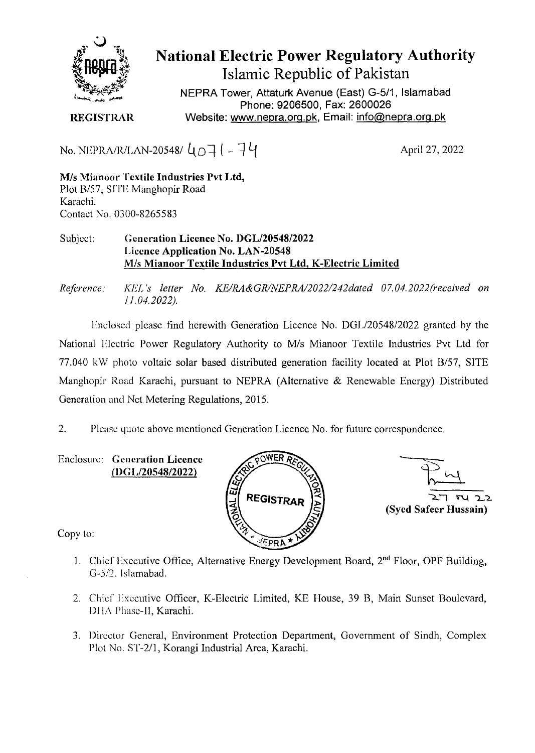# National Electric Power Regulatory Authority

## Islamic Republic of Pakistan

NEPRA Tower, Attaturk Avenue (East) G-5/1, Islamabad
Phone: 9206500, Fax: 2600026
Website: www.nepra.org.pk, Email: info@nepra.org.pk

**REGISTRAR**

No. NEPRA/R/LAN-20548/ 4071 - 74

April 27, 2022

**M/s Mianoor Textile Industries Pvt Ltd,**
Plot B/57, SITE Manghopir Road
Karachi.
Contact No. 0300-8265583

Subject: **Generation Licence No. DGL/20548/2022**
**Licence Application No. LAN-20548**
**<u>M/s Mianoor Textile Industries Pvt Ltd, K-Electric Limited</u>**

*Reference: KEL's letter No. KE/RA&GR/NEPRA/2022/242dated 07.04.2022(received on 11.04.2022).*

Enclosed please find herewith Generation Licence No. DGL/20548/2022 granted by the National Electric Power Regulatory Authority to M/s Mianoor Textile Industries Pvt Ltd for 77.040 kW photo voltaic solar based distributed generation facility located at Plot B/57, SITE Manghopir Road Karachi, pursuant to NEPRA (Alternative & Renewable Energy) Distributed Generation and Net Metering Regulations, 2015.

2. Please quote above mentioned Generation Licence No. for future correspondence.

Enclosure: **Generation Licence**
**<u>(DGL/20548/2022)</u>**

27 04 22
**(Syed Safeer Hussain)**

Copy to:

1. Chief Executive Office, Alternative Energy Development Board, 2nd Floor, OPF Building, G-5/2, Islamabad.
2. Chief Executive Officer, K-Electric Limited, KE House, 39 B, Main Sunset Boulevard, DHA Phase-II, Karachi.
3. Director General, Environment Protection Department, Government of Sindh, Complex Plot No. ST-2/1, Korangi Industrial Area, Karachi.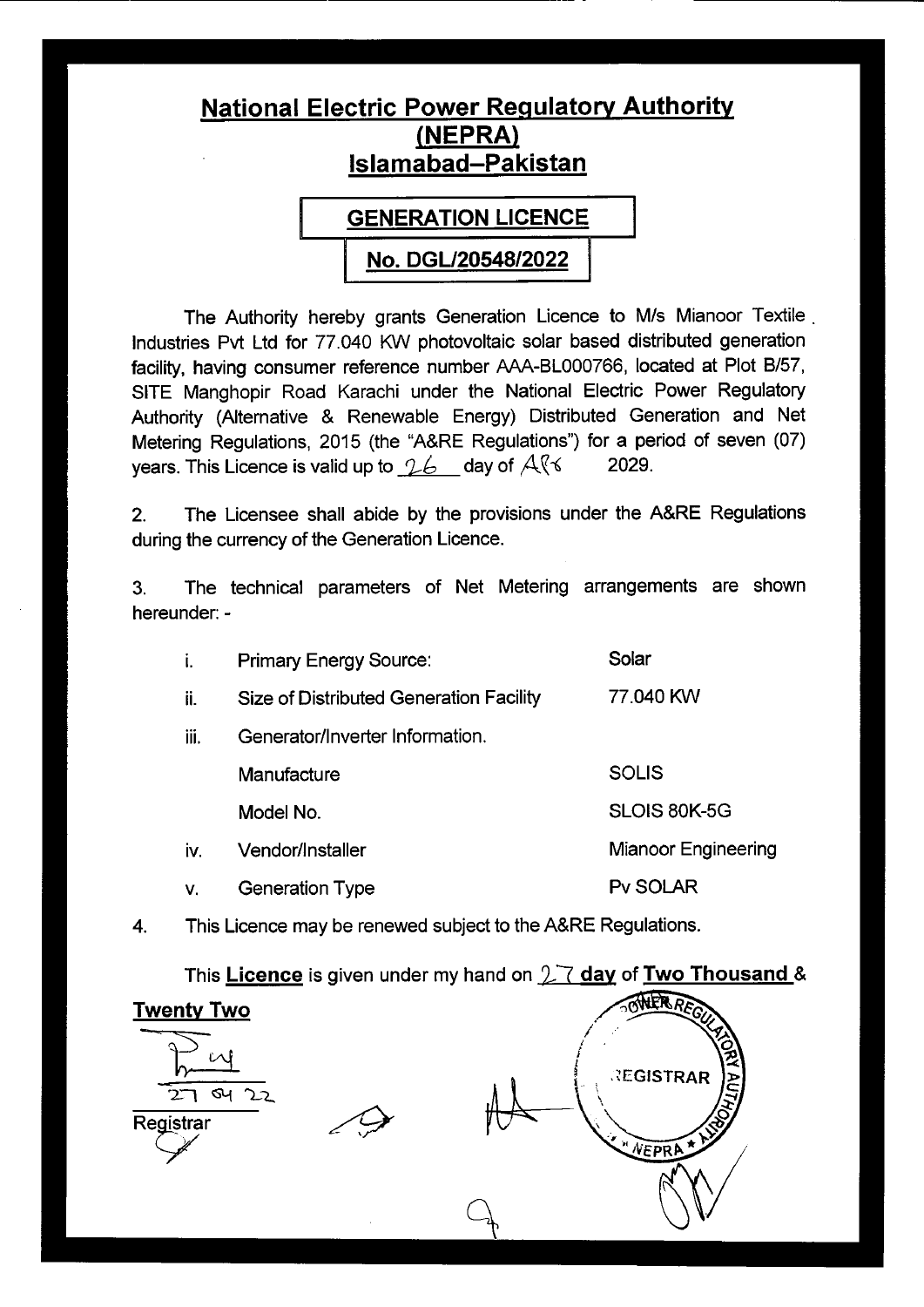# National Electric Power Regulatory Authority (NEPRA) Islamabad–Pakistan

## GENERATION LICENCE

## No. DGL/20548/2022

The Authority hereby grants Generation Licence to M/s Mianoor Textile Industries Pvt Ltd for 77.040 KW photovoltaic solar based distributed generation facility, having consumer reference number AAA-BL000766, located at Plot B/57, SITE Manghopir Road Karachi under the National Electric Power Regulatory Authority (Alternative & Renewable Energy) Distributed Generation and Net Metering Regulations, 2015 (the "A&RE Regulations") for a period of seven (07) years. This Licence is valid up to 26 day of Apr 2029.

2. The Licensee shall abide by the provisions under the A&RE Regulations during the currency of the Generation Licence.

3. The technical parameters of Net Metering arrangements are shown hereunder: -

| | | |
|---|---|---|
| i. | Primary Energy Source: | Solar |
| ii. | Size of Distributed Generation Facility | 77.040 KW |
| iii. | Generator/Inverter Information. | |
| | Manufacture | SOLIS |
| | Model No. | SLOIS 80K-5G |
| iv. | Vendor/Installer | Mianoor Engineering |
| v. | Generation Type | Pv SOLAR |

4. This Licence may be renewed subject to the A&RE Regulations.

This **Licence** is given under my hand on 27 **day** of **Two Thousand** & **Twenty Two**

27 04 22

Registrar

REGISTRAR
NEPRA